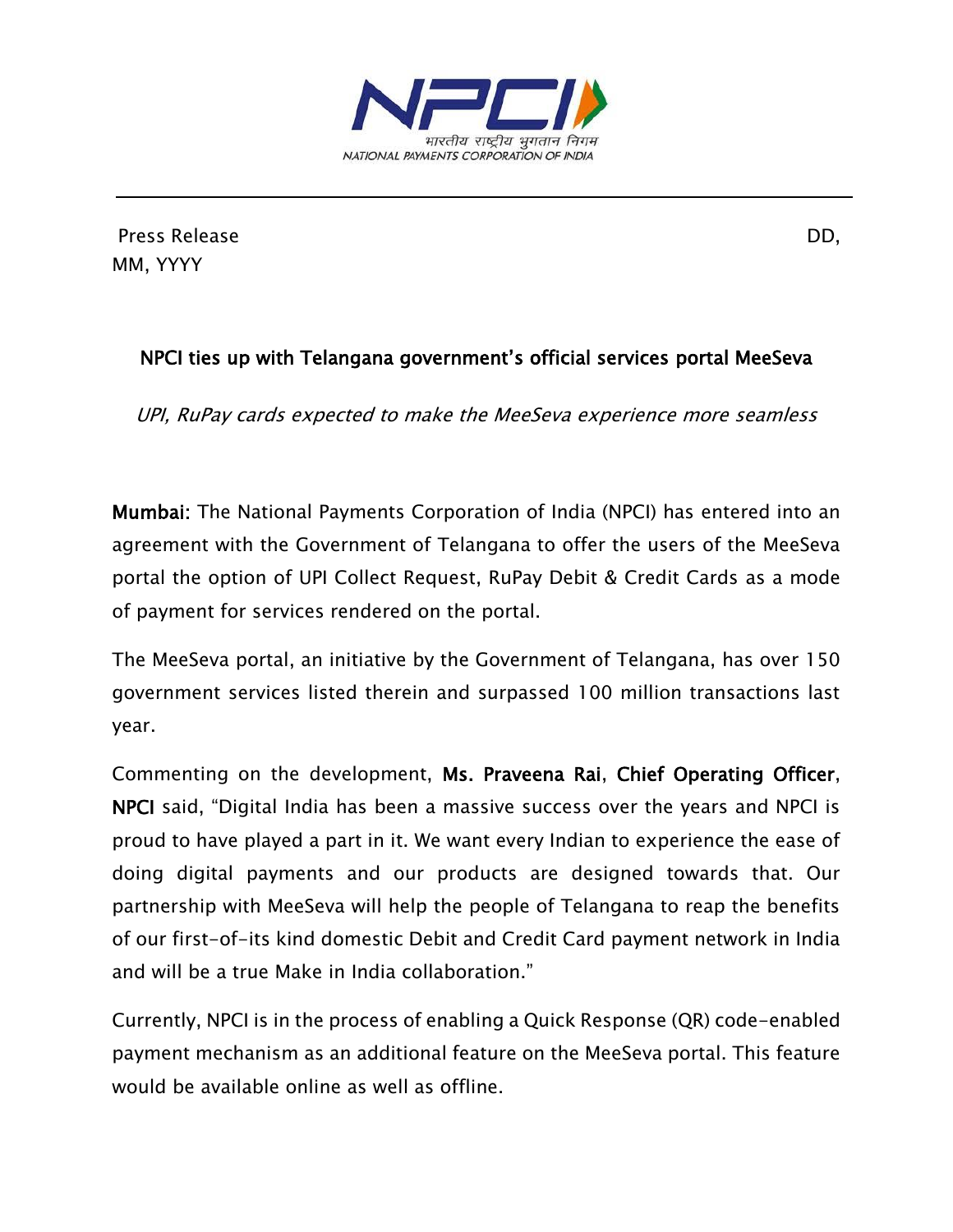Press Release DD, MM, YYYY

## NPCI ties up with Telangana government's official services portal MeeSeva

*UPI, RuPay cards expected to make the MeeSeva experience more seamless*

**Mumbai:** The National Payments Corporation of India (NPCI) has entered into an agreement with the Government of Telangana to offer the users of the MeeSeva portal the option of UPI Collect Request, RuPay Debit & Credit Cards as a mode of payment for services rendered on the portal.

The MeeSeva portal, an initiative by the Government of Telangana, has over 150 government services listed therein and surpassed 100 million transactions last year.

Commenting on the development, **Ms. Praveena Rai**, **Chief Operating Officer**, **NPCI** said, "Digital India has been a massive success over the years and NPCI is proud to have played a part in it. We want every Indian to experience the ease of doing digital payments and our products are designed towards that. Our partnership with MeeSeva will help the people of Telangana to reap the benefits of our first-of-its kind domestic Debit and Credit Card payment network in India and will be a true Make in India collaboration."

Currently, NPCI is in the process of enabling a Quick Response (QR) code-enabled payment mechanism as an additional feature on the MeeSeva portal. This feature would be available online as well as offline.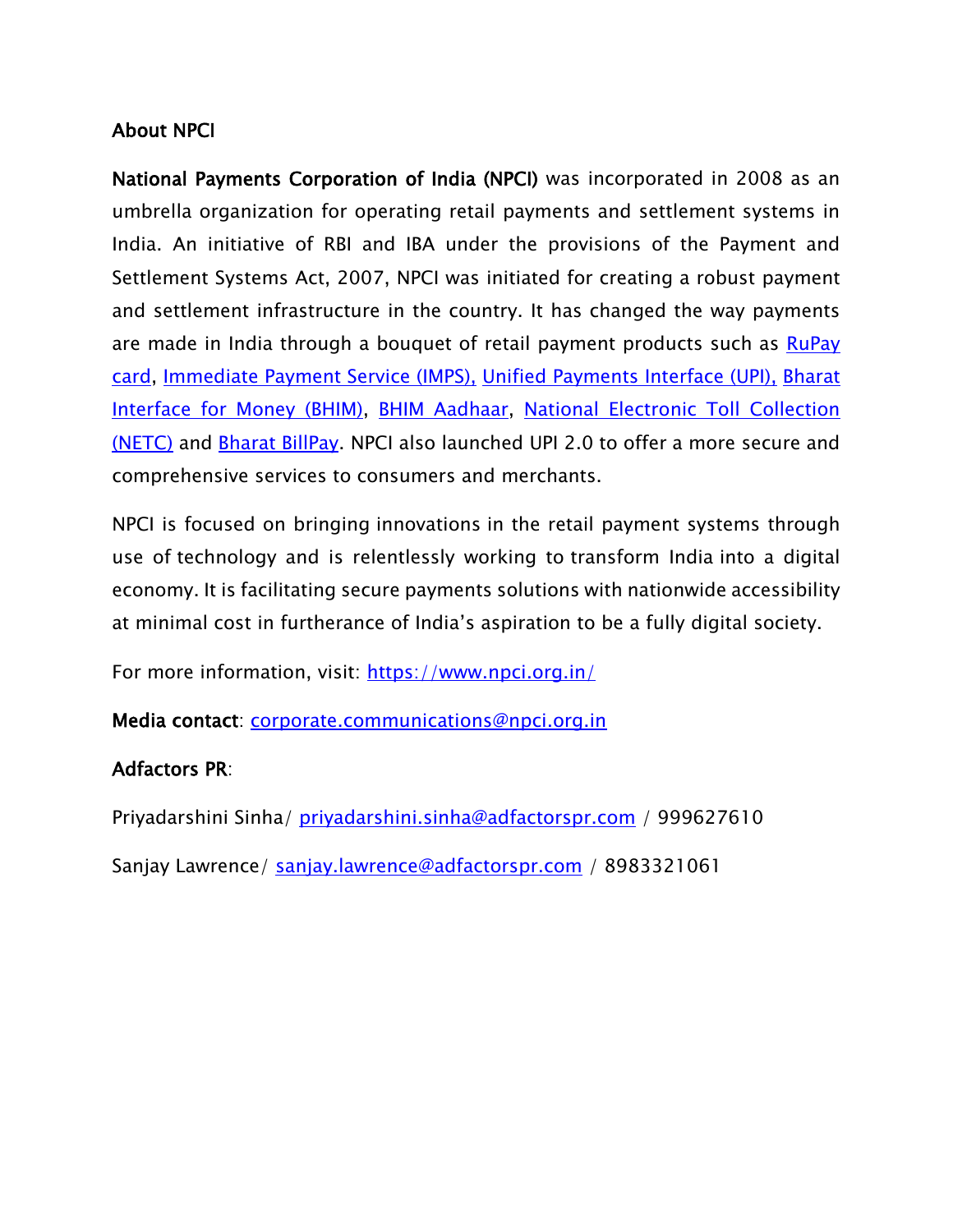## About NPCI

**National Payments Corporation of India (NPCI)** was incorporated in 2008 as an umbrella organization for operating retail payments and settlement systems in India. An initiative of RBI and IBA under the provisions of the Payment and Settlement Systems Act, 2007, NPCI was initiated for creating a robust payment and settlement infrastructure in the country. It has changed the way payments are made in India through a bouquet of retail payment products such as RuPay card, Immediate Payment Service (IMPS), Unified Payments Interface (UPI), Bharat Interface for Money (BHIM), BHIM Aadhaar, National Electronic Toll Collection (NETC) and Bharat BillPay. NPCI also launched UPI 2.0 to offer a more secure and comprehensive services to consumers and merchants.

NPCI is focused on bringing innovations in the retail payment systems through use of technology and is relentlessly working to transform India into a digital economy. It is facilitating secure payments solutions with nationwide accessibility at minimal cost in furtherance of India's aspiration to be a fully digital society.

For more information, visit: https://www.npci.org.in/

**Media contact**: corporate.communications@npci.org.in

**Adfactors PR**:

Priyadarshini Sinha/ priyadarshini.sinha@adfactorspr.com / 999627610

Sanjay Lawrence/ sanjay.lawrence@adfactorspr.com / 8983321061